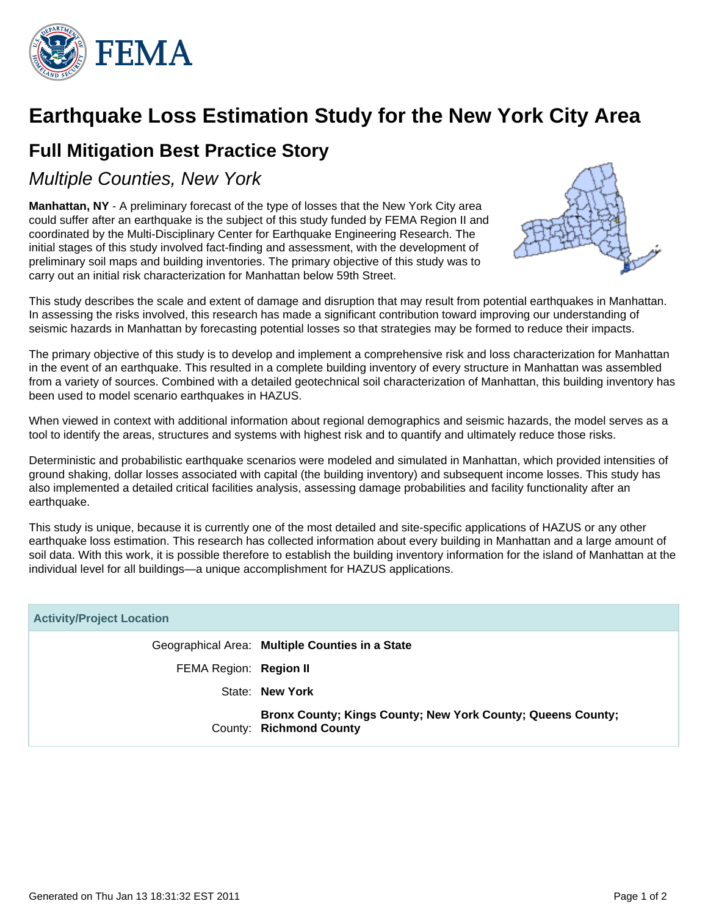# Earthquake Loss Estimation Study for the New York City Area

## Full Mitigation Best Practice Story

### *Multiple Counties, New York*

**Manhattan, NY** - A preliminary forecast of the type of losses that the New York City area could suffer after an earthquake is the subject of this study funded by FEMA Region II and coordinated by the Multi-Disciplinary Center for Earthquake Engineering Research. The initial stages of this study involved fact-finding and assessment, with the development of preliminary soil maps and building inventories. The primary objective of this study was to carry out an initial risk characterization for Manhattan below 59th Street.

This study describes the scale and extent of damage and disruption that may result from potential earthquakes in Manhattan. In assessing the risks involved, this research has made a significant contribution toward improving our understanding of seismic hazards in Manhattan by forecasting potential losses so that strategies may be formed to reduce their impacts.

The primary objective of this study is to develop and implement a comprehensive risk and loss characterization for Manhattan in the event of an earthquake. This resulted in a complete building inventory of every structure in Manhattan was assembled from a variety of sources. Combined with a detailed geotechnical soil characterization of Manhattan, this building inventory has been used to model scenario earthquakes in HAZUS.

When viewed in context with additional information about regional demographics and seismic hazards, the model serves as a tool to identify the areas, structures and systems with highest risk and to quantify and ultimately reduce those risks.

Deterministic and probabilistic earthquake scenarios were modeled and simulated in Manhattan, which provided intensities of ground shaking, dollar losses associated with capital (the building inventory) and subsequent income losses. This study has also implemented a detailed critical facilities analysis, assessing damage probabilities and facility functionality after an earthquake.

This study is unique, because it is currently one of the most detailed and site-specific applications of HAZUS or any other earthquake loss estimation. This research has collected information about every building in Manhattan and a large amount of soil data. With this work, it is possible therefore to establish the building inventory information for the island of Manhattan at the individual level for all buildings—a unique accomplishment for HAZUS applications.

| Activity/Project Location | |
|---|---|
| Geographical Area: | **Multiple Counties in a State** |
| FEMA Region: | **Region II** |
| State: | **New York** |
| County: | **Bronx County; Kings County; New York County; Queens County; Richmond County** |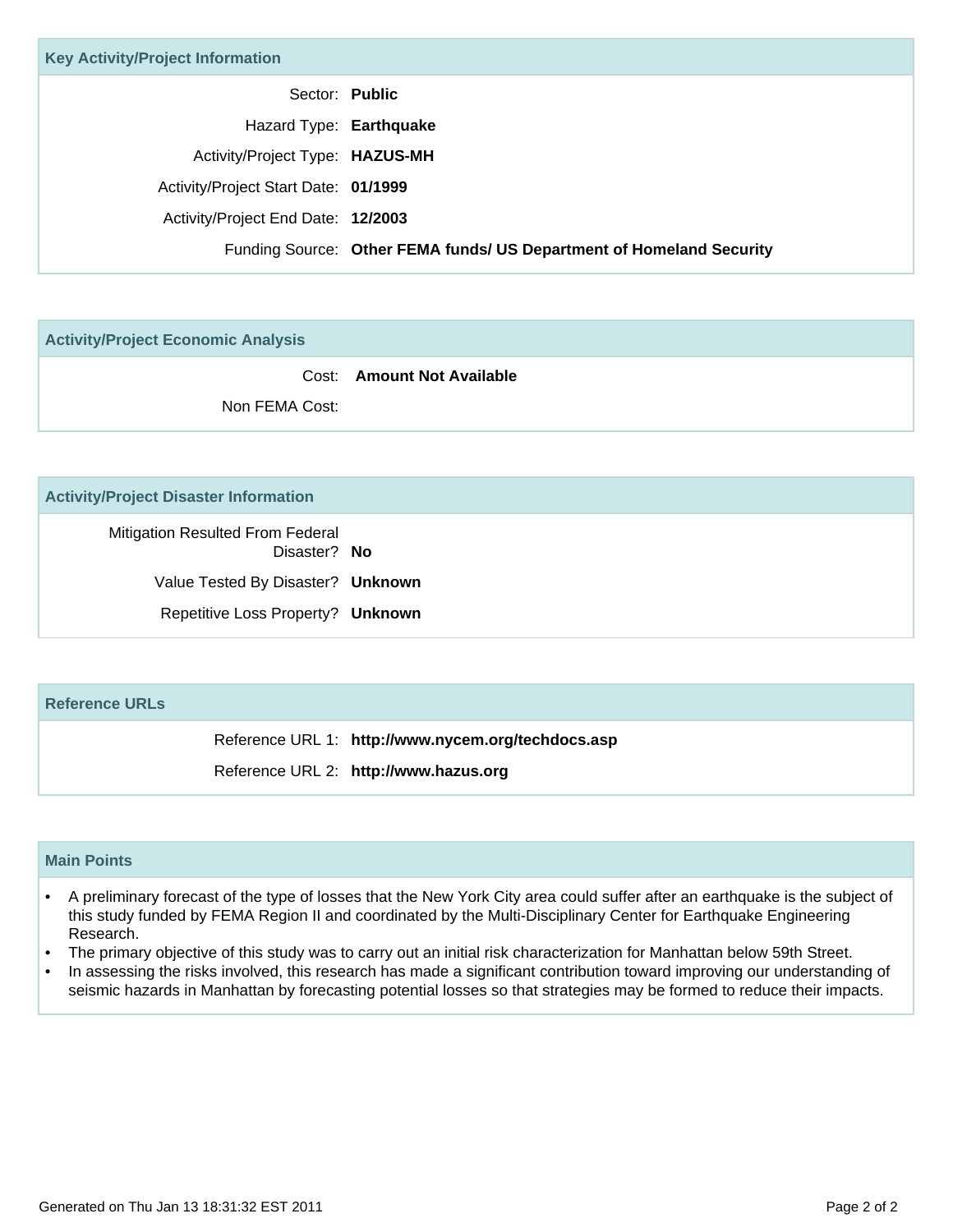## Key Activity/Project Information

| | |
|---|---|
| Sector: | **Public** |
| Hazard Type: | **Earthquake** |
| Activity/Project Type: | **HAZUS-MH** |
| Activity/Project Start Date: | **01/1999** |
| Activity/Project End Date: | **12/2003** |
| Funding Source: | **Other FEMA funds/ US Department of Homeland Security** |

## Activity/Project Economic Analysis

| | |
|---|---|
| Cost: | **Amount Not Available** |
| Non FEMA Cost: | |

## Activity/Project Disaster Information

| | |
|---|---|
| Mitigation Resulted From Federal Disaster? | **No** |
| Value Tested By Disaster? | **Unknown** |
| Repetitive Loss Property? | **Unknown** |

## Reference URLs

| | |
|---|---|
| Reference URL 1: | **http://www.nycem.org/techdocs.asp** |
| Reference URL 2: | **http://www.hazus.org** |

## Main Points

- A preliminary forecast of the type of losses that the New York City area could suffer after an earthquake is the subject of this study funded by FEMA Region II and coordinated by the Multi-Disciplinary Center for Earthquake Engineering Research.
- The primary objective of this study was to carry out an initial risk characterization for Manhattan below 59th Street.
- In assessing the risks involved, this research has made a significant contribution toward improving our understanding of seismic hazards in Manhattan by forecasting potential losses so that strategies may be formed to reduce their impacts.

Generated on Thu Jan 13 18:31:32 EST 2011